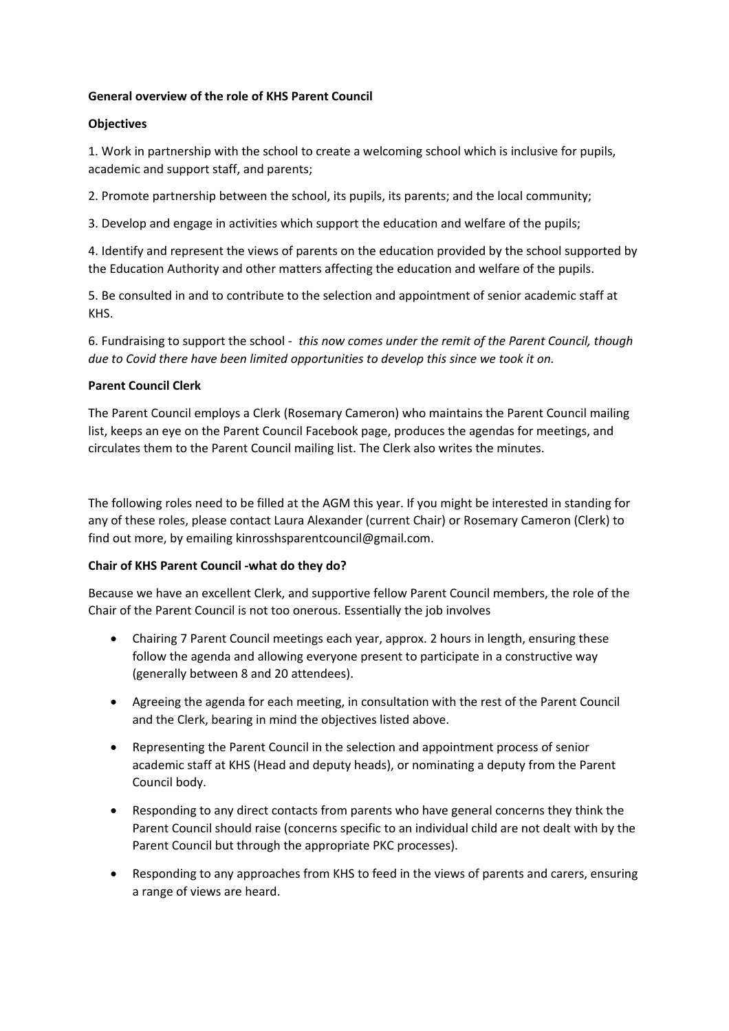**General overview of the role of KHS Parent Council**

**Objectives**

1. Work in partnership with the school to create a welcoming school which is inclusive for pupils, academic and support staff, and parents;

2. Promote partnership between the school, its pupils, its parents; and the local community;

3. Develop and engage in activities which support the education and welfare of the pupils;

4. Identify and represent the views of parents on the education provided by the school supported by the Education Authority and other matters affecting the education and welfare of the pupils.

5. Be consulted in and to contribute to the selection and appointment of senior academic staff at KHS.

6. Fundraising to support the school - *this now comes under the remit of the Parent Council, though due to Covid there have been limited opportunities to develop this since we took it on.*

**Parent Council Clerk**

The Parent Council employs a Clerk (Rosemary Cameron) who maintains the Parent Council mailing list, keeps an eye on the Parent Council Facebook page, produces the agendas for meetings, and circulates them to the Parent Council mailing list. The Clerk also writes the minutes.

The following roles need to be filled at the AGM this year. If you might be interested in standing for any of these roles, please contact Laura Alexander (current Chair) or Rosemary Cameron (Clerk) to find out more, by emailing kinrosshsparentcouncil@gmail.com.

**Chair of KHS Parent Council -what do they do?**

Because we have an excellent Clerk, and supportive fellow Parent Council members, the role of the Chair of the Parent Council is not too onerous. Essentially the job involves

- Chairing 7 Parent Council meetings each year, approx. 2 hours in length, ensuring these follow the agenda and allowing everyone present to participate in a constructive way (generally between 8 and 20 attendees).
- Agreeing the agenda for each meeting, in consultation with the rest of the Parent Council and the Clerk, bearing in mind the objectives listed above.
- Representing the Parent Council in the selection and appointment process of senior academic staff at KHS (Head and deputy heads), or nominating a deputy from the Parent Council body.
- Responding to any direct contacts from parents who have general concerns they think the Parent Council should raise (concerns specific to an individual child are not dealt with by the Parent Council but through the appropriate PKC processes).
- Responding to any approaches from KHS to feed in the views of parents and carers, ensuring a range of views are heard.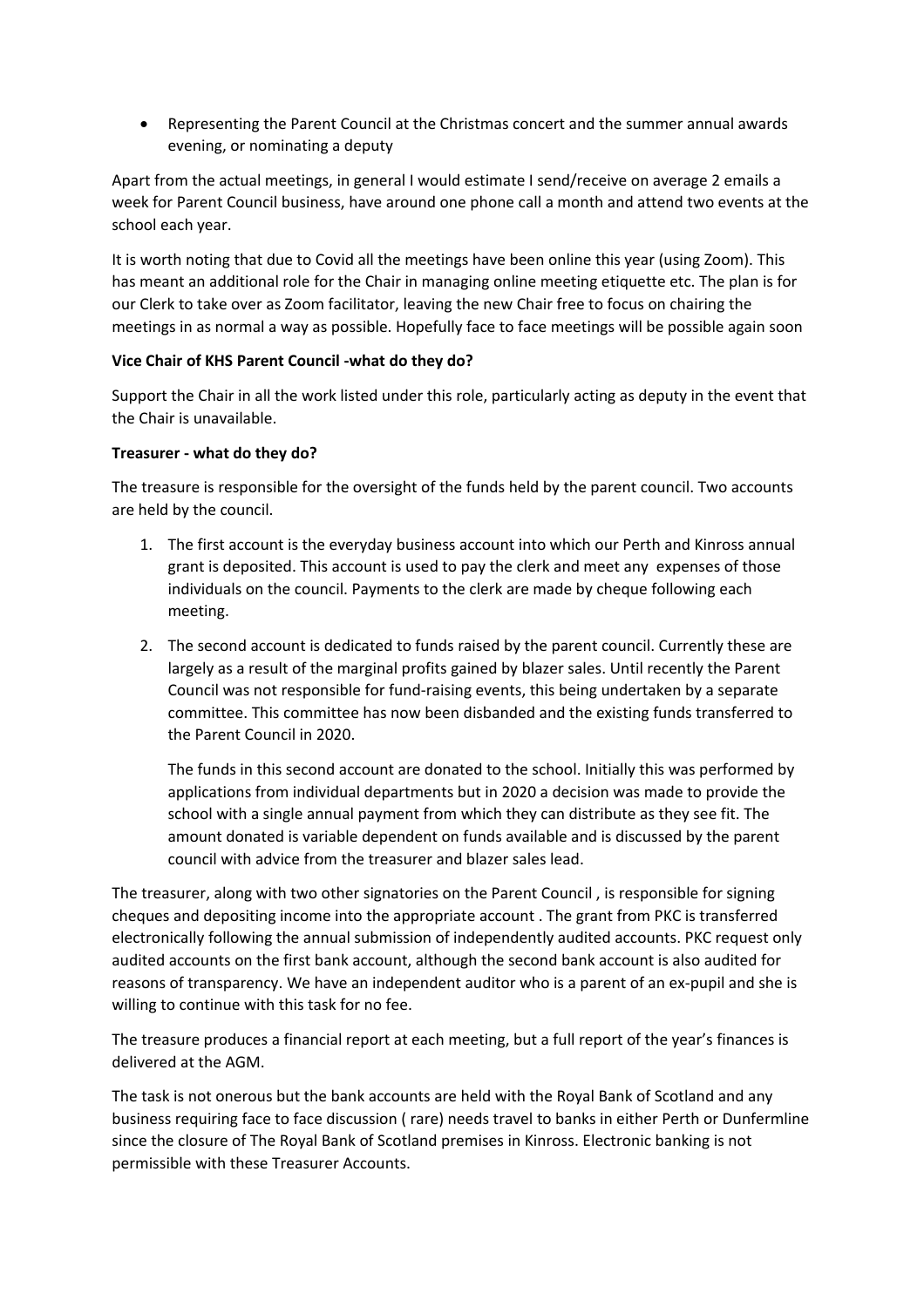- Representing the Parent Council at the Christmas concert and the summer annual awards evening, or nominating a deputy

Apart from the actual meetings, in general I would estimate I send/receive on average 2 emails a week for Parent Council business, have around one phone call a month and attend two events at the school each year.

It is worth noting that due to Covid all the meetings have been online this year (using Zoom). This has meant an additional role for the Chair in managing online meeting etiquette etc. The plan is for our Clerk to take over as Zoom facilitator, leaving the new Chair free to focus on chairing the meetings in as normal a way as possible. Hopefully face to face meetings will be possible again soon

**Vice Chair of KHS Parent Council -what do they do?**

Support the Chair in all the work listed under this role, particularly acting as deputy in the event that the Chair is unavailable.

**Treasurer - what do they do?**

The treasure is responsible for the oversight of the funds held by the parent council. Two accounts are held by the council.

1. The first account is the everyday business account into which our Perth and Kinross annual grant is deposited. This account is used to pay the clerk and meet any expenses of those individuals on the council. Payments to the clerk are made by cheque following each meeting.
2. The second account is dedicated to funds raised by the parent council. Currently these are largely as a result of the marginal profits gained by blazer sales. Until recently the Parent Council was not responsible for fund-raising events, this being undertaken by a separate committee. This committee has now been disbanded and the existing funds transferred to the Parent Council in 2020.

   The funds in this second account are donated to the school. Initially this was performed by applications from individual departments but in 2020 a decision was made to provide the school with a single annual payment from which they can distribute as they see fit. The amount donated is variable dependent on funds available and is discussed by the parent council with advice from the treasurer and blazer sales lead.

The treasurer, along with two other signatories on the Parent Council , is responsible for signing cheques and depositing income into the appropriate account . The grant from PKC is transferred electronically following the annual submission of independently audited accounts. PKC request only audited accounts on the first bank account, although the second bank account is also audited for reasons of transparency. We have an independent auditor who is a parent of an ex-pupil and she is willing to continue with this task for no fee.

The treasure produces a financial report at each meeting, but a full report of the year's finances is delivered at the AGM.

The task is not onerous but the bank accounts are held with the Royal Bank of Scotland and any business requiring face to face discussion ( rare) needs travel to banks in either Perth or Dunfermline since the closure of The Royal Bank of Scotland premises in Kinross. Electronic banking is not permissible with these Treasurer Accounts.